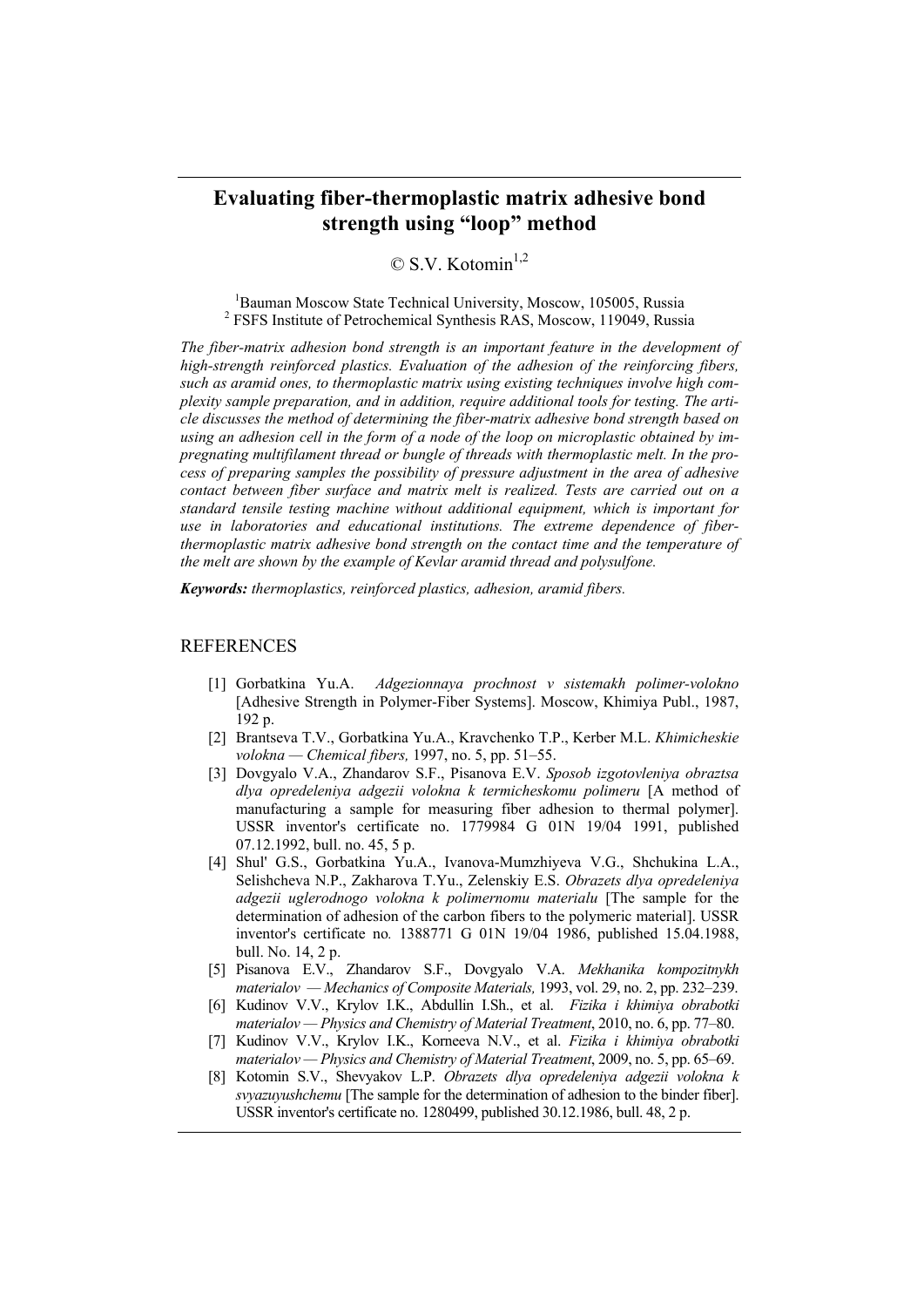# Evaluating fiber-thermoplastic matrix adhesive bond strength using “loop” method

© S.V. Kotomin[1,2]

[1]Bauman Moscow State Technical University, Moscow, 105005, Russia
[2] FSFS Institute of Petrochemical Synthesis RAS, Moscow, 119049, Russia

*The fiber-matrix adhesion bond strength is an important feature in the development of high-strength reinforced plastics. Evaluation of the adhesion of the reinforcing fibers, such as aramid ones, to thermoplastic matrix using existing techniques involve high complexity sample preparation, and in addition, require additional tools for testing. The article discusses the method of determining the fiber-matrix adhesive bond strength based on using an adhesion cell in the form of a node of the loop on microplastic obtained by impregnating multifilament thread or bungle of threads with thermoplastic melt. In the process of preparing samples the possibility of pressure adjustment in the area of adhesive contact between fiber surface and matrix melt is realized. Tests are carried out on a standard tensile testing machine without additional equipment, which is important for use in laboratories and educational institutions. The extreme dependence of fiber-thermoplastic matrix adhesive bond strength on the contact time and the temperature of the melt are shown by the example of Kevlar aramid thread and polysulfone.*

***Keywords:*** *thermoplastics, reinforced plastics, adhesion, aramid fibers.*

## REFERENCES

[1] Gorbatkina Yu.A. *Adgezionnaya prochnost v sistemakh polimer-volokno* [Adhesive Strength in Polymer-Fiber Systems]. Moscow, Khimiya Publ., 1987, 192 p.

[2] Brantseva T.V., Gorbatkina Yu.A., Kravchenko T.P., Kerber M.L. *Khimicheskie volokna — Chemical fibers,* 1997, no. 5, pp. 51–55.

[3] Dovgyalo V.A., Zhandarov S.F., Pisanova E.V. *Sposob izgotovleniya obraztsa dlya opredeleniya adgezii volokna k termicheskomu polimeru* [A method of manufacturing a sample for measuring fiber adhesion to thermal polymer]. USSR inventor's certificate no. 1779984 G 01N 19/04 1991, published 07.12.1992, bull. no. 45, 5 p.

[4] Shul' G.S., Gorbatkina Yu.A., Ivanova-Mumzhiyeva V.G., Shchukina L.A., Selishcheva N.P., Zakharova T.Yu., Zelenskiy E.S. *Obrazets dlya opredeleniya adgezii uglerodnogo volokna k polimernomu materialu* [The sample for the determination of adhesion of the carbon fibers to the polymeric material]. USSR inventor's certificate no*.* 1388771 G 01N 19/04 1986, published 15.04.1988, bull. No. 14, 2 p.

[5] Pisanova E.V., Zhandarov S.F., Dovgyalo V.A. *Mekhanika kompozitnykh materialov — Mechanics of Composite Materials,* 1993, vol. 29, no. 2, pp. 232–239.

[6] Kudinov V.V., Krylov I.K., Abdullin I.Sh., et al. *Fizika i khimiya obrabotki materialov — Physics and Chemistry of Material Treatment*, 2010, no. 6, pp. 77–80.

[7] Kudinov V.V., Krylov I.K., Korneeva N.V., et al. *Fizika i khimiya obrabotki materialov — Physics and Chemistry of Material Treatment*, 2009, no. 5, pp. 65–69.

[8] Kotomin S.V., Shevyakov L.P. *Obrazets dlya opredeleniya adgezii volokna k svyazuyushchemu* [The sample for the determination of adhesion to the binder fiber]. USSR inventor's certificate no. 1280499, published 30.12.1986, bull. 48, 2 p.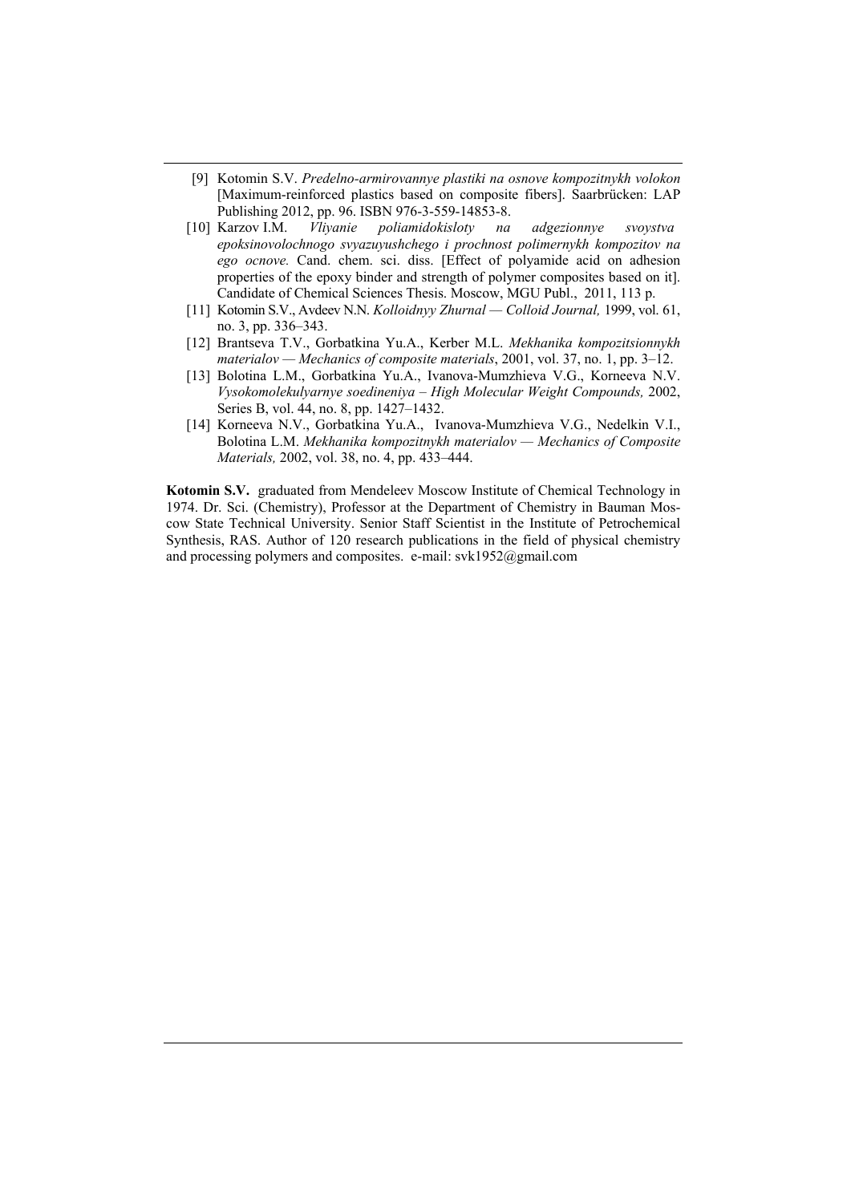[9] Kotomin S.V. *Predelno-armirovannye plastiki na osnove kompozitnykh volokon* [Maximum-reinforced plastics based on composite fibers]. Saarbrücken: LAP Publishing 2012, pp. 96. ISBN 976-3-559-14853-8.

[10] Karzov I.M. *Vliyanie poliamidokisloty na adgezionnye svoystva epoksinovolochnogo svyazuyushchego i prochnost polimernykh kompozitov na ego ocnove.* Cand. chem. sci. diss. [Effect of polyamide acid on adhesion properties of the epoxy binder and strength of polymer composites based on it]. Candidate of Chemical Sciences Thesis. Moscow, MGU Publ., 2011, 113 p.

[11] Kotomin S.V., Avdeev N.N. *Kolloidnyy Zhurnal — Colloid Journal,* 1999, vol. 61, no. 3, pp. 336–343.

[12] Brantseva T.V., Gorbatkina Yu.A., Kerber M.L. *Mekhanika kompozitsionnykh materialov — Mechanics of composite materials*, 2001, vol. 37, no. 1, pp. 3–12.

[13] Bolotina L.M., Gorbatkina Yu.A., Ivanova-Mumzhieva V.G., Korneeva N.V. *Vysokomolekulyarnye soedineniya – High Molecular Weight Compounds,* 2002, Series B, vol. 44, no. 8, pp. 1427–1432.

[14] Korneeva N.V., Gorbatkina Yu.A., Ivanova-Mumzhieva V.G., Nedelkin V.I., Bolotina L.M. *Mekhanika kompozitnykh materialov — Mechanics of Composite Materials,* 2002, vol. 38, no. 4, pp. 433–444.

**Kotomin S.V.** graduated from Mendeleev Moscow Institute of Chemical Technology in 1974. Dr. Sci. (Chemistry), Professor at the Department of Chemistry in Bauman Moscow State Technical University. Senior Staff Scientist in the Institute of Petrochemical Synthesis, RAS. Author of 120 research publications in the field of physical chemistry and processing polymers and composites. e-mail: svk1952@gmail.com